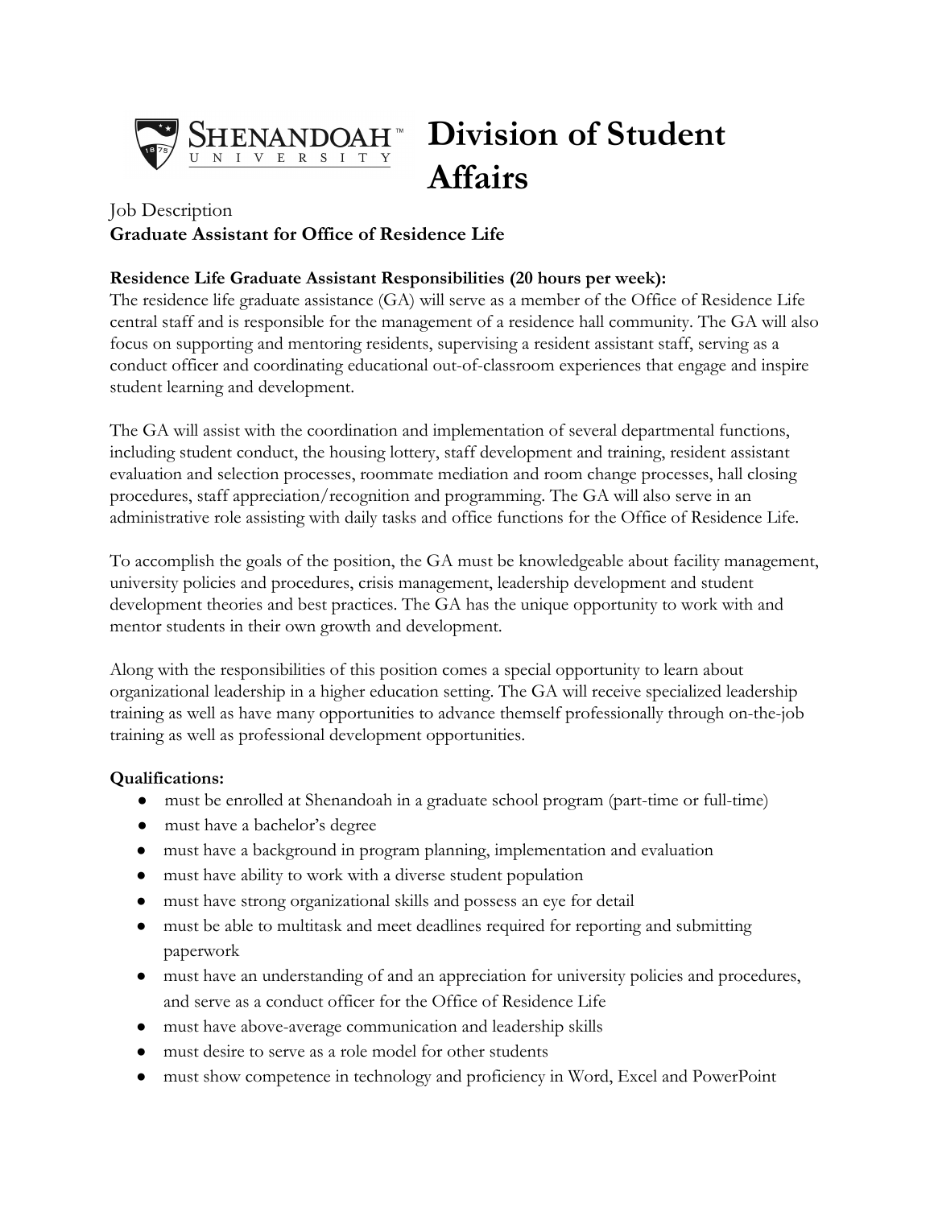# Division of Student Affairs

Job Description

**Graduate Assistant for Office of Residence Life**

**Residence Life Graduate Assistant Responsibilities (20 hours per week):**

The residence life graduate assistance (GA) will serve as a member of the Office of Residence Life central staff and is responsible for the management of a residence hall community. The GA will also focus on supporting and mentoring residents, supervising a resident assistant staff, serving as a conduct officer and coordinating educational out-of-classroom experiences that engage and inspire student learning and development.

The GA will assist with the coordination and implementation of several departmental functions, including student conduct, the housing lottery, staff development and training, resident assistant evaluation and selection processes, roommate mediation and room change processes, hall closing procedures, staff appreciation/recognition and programming. The GA will also serve in an administrative role assisting with daily tasks and office functions for the Office of Residence Life.

To accomplish the goals of the position, the GA must be knowledgeable about facility management, university policies and procedures, crisis management, leadership development and student development theories and best practices. The GA has the unique opportunity to work with and mentor students in their own growth and development.

Along with the responsibilities of this position comes a special opportunity to learn about organizational leadership in a higher education setting. The GA will receive specialized leadership training as well as have many opportunities to advance themself professionally through on-the-job training as well as professional development opportunities.

**Qualifications:**

- must be enrolled at Shenandoah in a graduate school program (part-time or full-time)
- must have a bachelor's degree
- must have a background in program planning, implementation and evaluation
- must have ability to work with a diverse student population
- must have strong organizational skills and possess an eye for detail
- must be able to multitask and meet deadlines required for reporting and submitting paperwork
- must have an understanding of and an appreciation for university policies and procedures, and serve as a conduct officer for the Office of Residence Life
- must have above-average communication and leadership skills
- must desire to serve as a role model for other students
- must show competence in technology and proficiency in Word, Excel and PowerPoint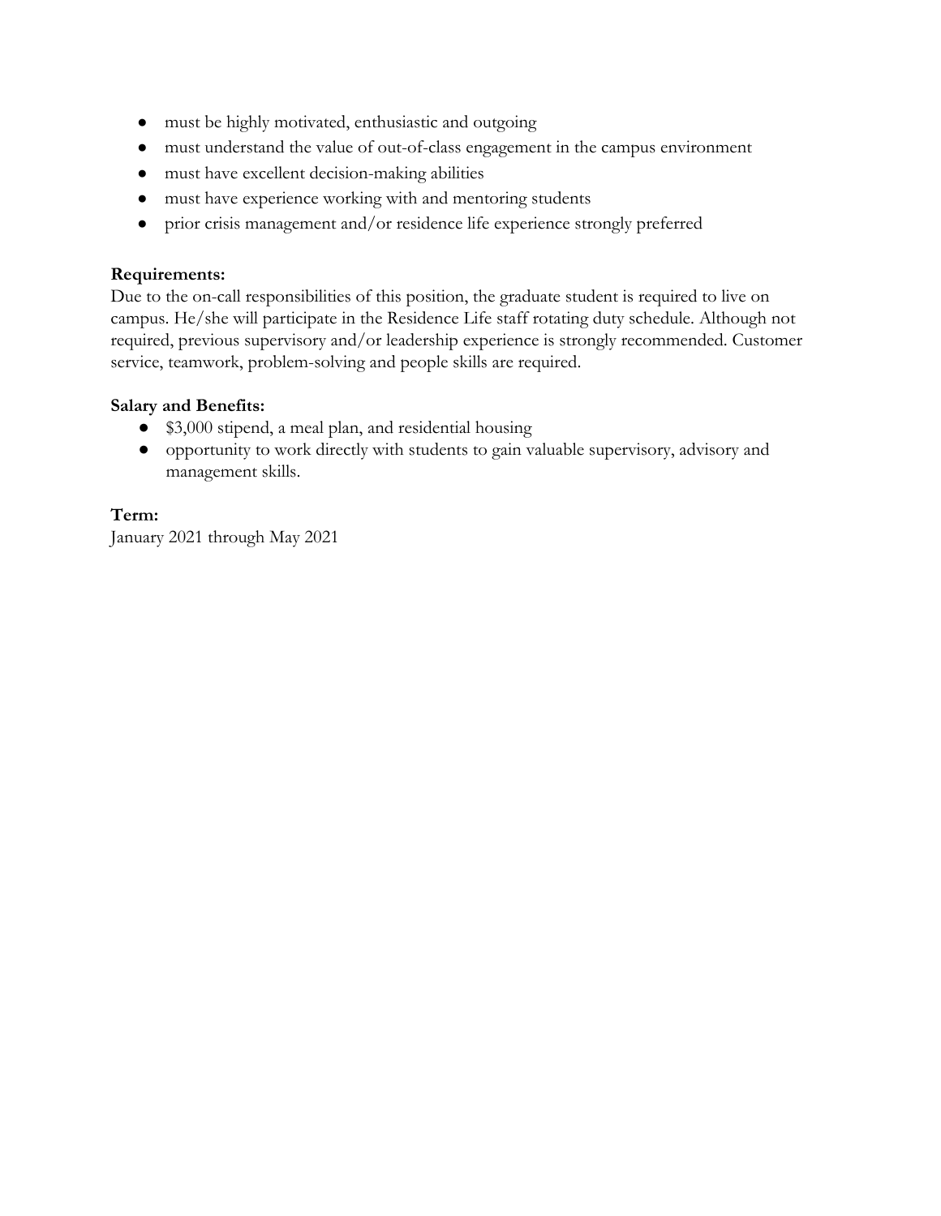- must be highly motivated, enthusiastic and outgoing
- must understand the value of out-of-class engagement in the campus environment
- must have excellent decision-making abilities
- must have experience working with and mentoring students
- prior crisis management and/or residence life experience strongly preferred

**Requirements:**
Due to the on-call responsibilities of this position, the graduate student is required to live on campus. He/she will participate in the Residence Life staff rotating duty schedule. Although not required, previous supervisory and/or leadership experience is strongly recommended. Customer service, teamwork, problem-solving and people skills are required.

**Salary and Benefits:**
- $3,000 stipend, a meal plan, and residential housing
- opportunity to work directly with students to gain valuable supervisory, advisory and management skills.

**Term:**
January 2021 through May 2021